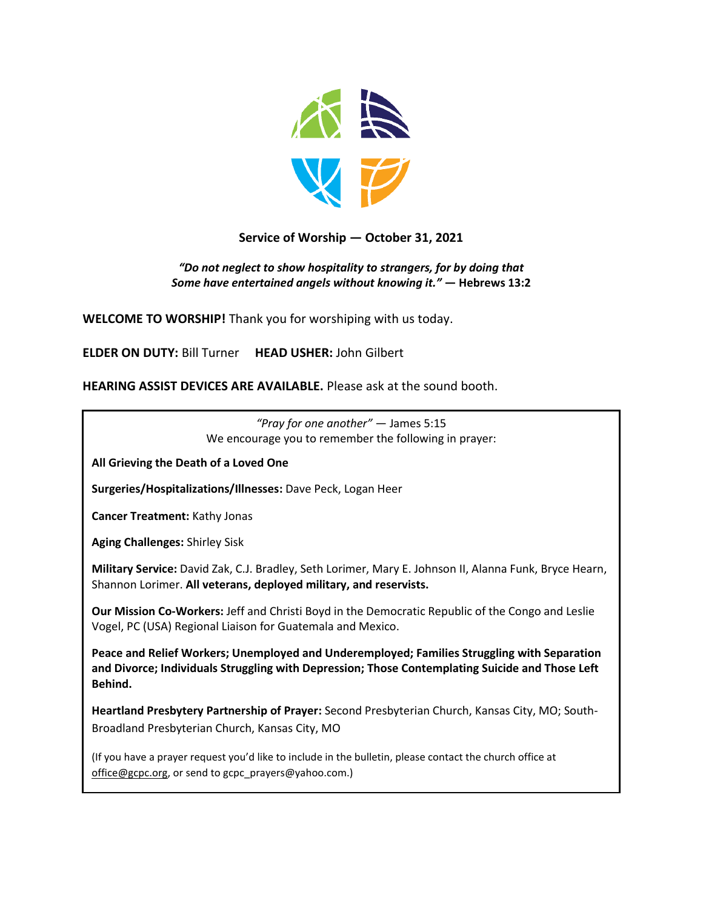## Service of Worship — October 31, 2021

***"Do not neglect to show hospitality to strangers, for by doing that Some have entertained angels without knowing it."* — Hebrews 13:2**

**WELCOME TO WORSHIP!** Thank you for worshiping with us today.

**ELDER ON DUTY:** Bill Turner **HEAD USHER:** John Gilbert

**HEARING ASSIST DEVICES ARE AVAILABLE.** Please ask at the sound booth.

*"Pray for one another"* — James 5:15
We encourage you to remember the following in prayer:

**All Grieving the Death of a Loved One**

**Surgeries/Hospitalizations/Illnesses:** Dave Peck, Logan Heer

**Cancer Treatment:** Kathy Jonas

**Aging Challenges:** Shirley Sisk

**Military Service:** David Zak, C.J. Bradley, Seth Lorimer, Mary E. Johnson II, Alanna Funk, Bryce Hearn, Shannon Lorimer. **All veterans, deployed military, and reservists.**

**Our Mission Co-Workers:** Jeff and Christi Boyd in the Democratic Republic of the Congo and Leslie Vogel, PC (USA) Regional Liaison for Guatemala and Mexico.

**Peace and Relief Workers; Unemployed and Underemployed; Families Struggling with Separation and Divorce; Individuals Struggling with Depression; Those Contemplating Suicide and Those Left Behind.**

**Heartland Presbytery Partnership of Prayer:** Second Presbyterian Church, Kansas City, MO; South-Broadland Presbyterian Church, Kansas City, MO

(If you have a prayer request you'd like to include in the bulletin, please contact the church office at office@gcpc.org, or send to gcpc_prayers@yahoo.com.)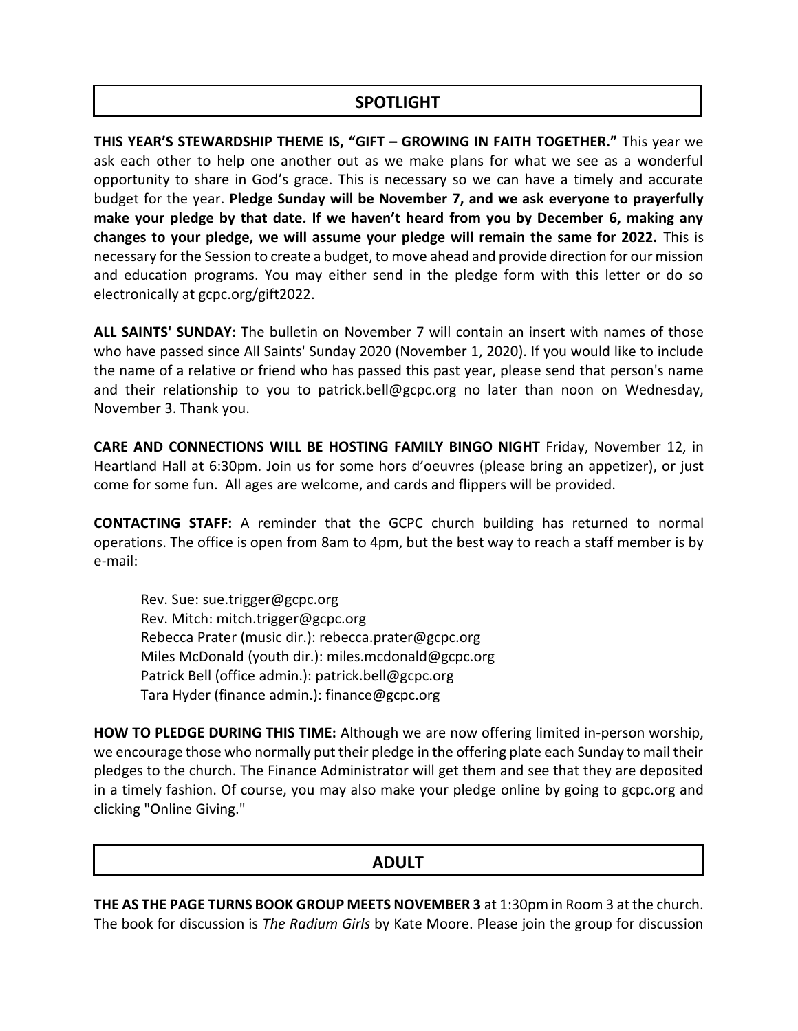## SPOTLIGHT

**THIS YEAR'S STEWARDSHIP THEME IS, "GIFT – GROWING IN FAITH TOGETHER."** This year we ask each other to help one another out as we make plans for what we see as a wonderful opportunity to share in God's grace. This is necessary so we can have a timely and accurate budget for the year. **Pledge Sunday will be November 7, and we ask everyone to prayerfully make your pledge by that date. If we haven't heard from you by December 6, making any changes to your pledge, we will assume your pledge will remain the same for 2022.** This is necessary for the Session to create a budget, to move ahead and provide direction for our mission and education programs. You may either send in the pledge form with this letter or do so electronically at gcpc.org/gift2022.

**ALL SAINTS' SUNDAY:** The bulletin on November 7 will contain an insert with names of those who have passed since All Saints' Sunday 2020 (November 1, 2020). If you would like to include the name of a relative or friend who has passed this past year, please send that person's name and their relationship to you to patrick.bell@gcpc.org no later than noon on Wednesday, November 3. Thank you.

**CARE AND CONNECTIONS WILL BE HOSTING FAMILY BINGO NIGHT** Friday, November 12, in Heartland Hall at 6:30pm. Join us for some hors d'oeuvres (please bring an appetizer), or just come for some fun. All ages are welcome, and cards and flippers will be provided.

**CONTACTING STAFF:** A reminder that the GCPC church building has returned to normal operations. The office is open from 8am to 4pm, but the best way to reach a staff member is by e-mail:

Rev. Sue: sue.trigger@gcpc.org
Rev. Mitch: mitch.trigger@gcpc.org
Rebecca Prater (music dir.): rebecca.prater@gcpc.org
Miles McDonald (youth dir.): miles.mcdonald@gcpc.org
Patrick Bell (office admin.): patrick.bell@gcpc.org
Tara Hyder (finance admin.): finance@gcpc.org

**HOW TO PLEDGE DURING THIS TIME:** Although we are now offering limited in-person worship, we encourage those who normally put their pledge in the offering plate each Sunday to mail their pledges to the church. The Finance Administrator will get them and see that they are deposited in a timely fashion. Of course, you may also make your pledge online by going to gcpc.org and clicking "Online Giving."

## ADULT

**THE AS THE PAGE TURNS BOOK GROUP MEETS NOVEMBER 3** at 1:30pm in Room 3 at the church. The book for discussion is *The Radium Girls* by Kate Moore. Please join the group for discussion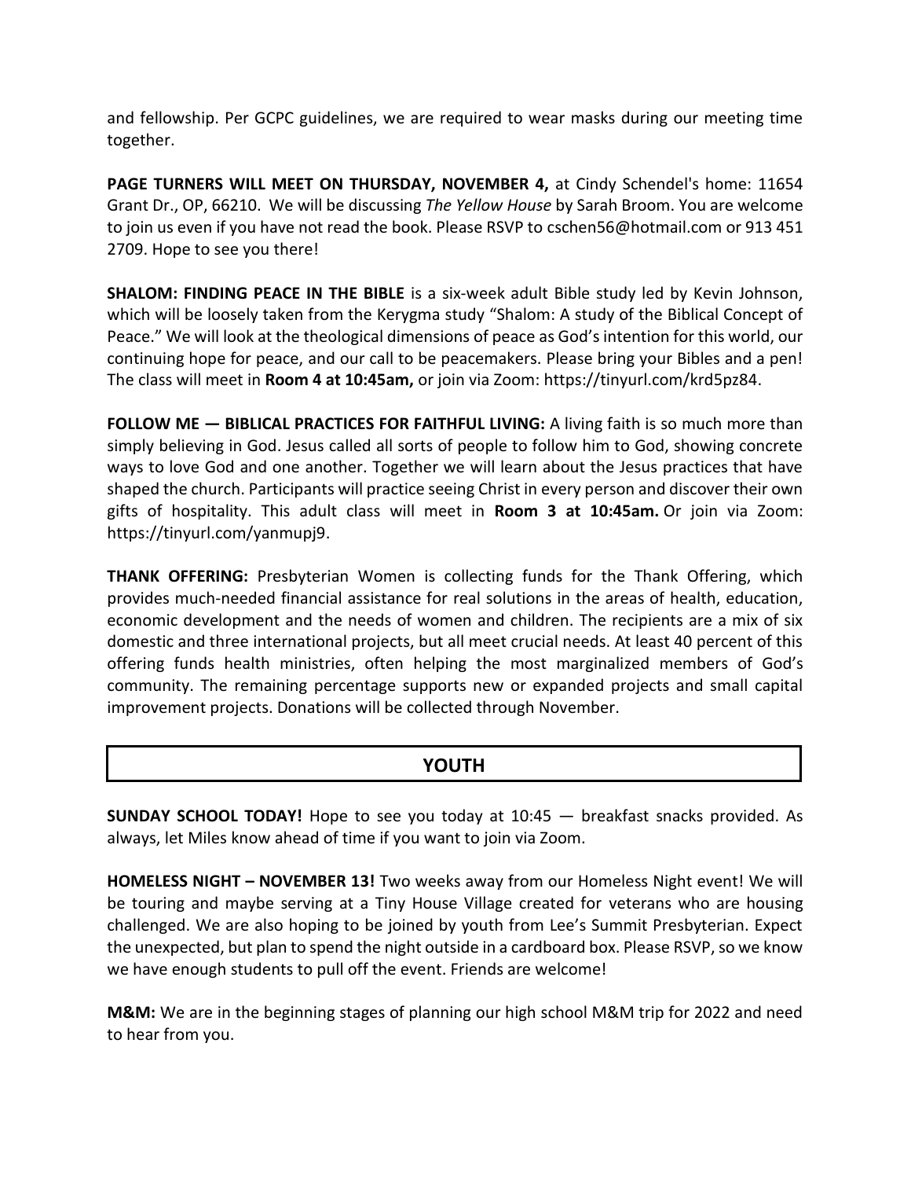and fellowship. Per GCPC guidelines, we are required to wear masks during our meeting time together.

**PAGE TURNERS WILL MEET ON THURSDAY, NOVEMBER 4,** at Cindy Schendel's home: 11654 Grant Dr., OP, 66210. We will be discussing *The Yellow House* by Sarah Broom. You are welcome to join us even if you have not read the book. Please RSVP to cschen56@hotmail.com or 913 451 2709. Hope to see you there!

**SHALOM: FINDING PEACE IN THE BIBLE** is a six-week adult Bible study led by Kevin Johnson, which will be loosely taken from the Kerygma study "Shalom: A study of the Biblical Concept of Peace." We will look at the theological dimensions of peace as God's intention for this world, our continuing hope for peace, and our call to be peacemakers. Please bring your Bibles and a pen! The class will meet in **Room 4 at 10:45am,** or join via Zoom: https://tinyurl.com/krd5pz84.

**FOLLOW ME — BIBLICAL PRACTICES FOR FAITHFUL LIVING:** A living faith is so much more than simply believing in God. Jesus called all sorts of people to follow him to God, showing concrete ways to love God and one another. Together we will learn about the Jesus practices that have shaped the church. Participants will practice seeing Christ in every person and discover their own gifts of hospitality. This adult class will meet in **Room 3 at 10:45am.** Or join via Zoom: https://tinyurl.com/yanmupj9.

**THANK OFFERING:** Presbyterian Women is collecting funds for the Thank Offering, which provides much-needed financial assistance for real solutions in the areas of health, education, economic development and the needs of women and children. The recipients are a mix of six domestic and three international projects, but all meet crucial needs. At least 40 percent of this offering funds health ministries, often helping the most marginalized members of God's community. The remaining percentage supports new or expanded projects and small capital improvement projects. Donations will be collected through November.

## YOUTH

**SUNDAY SCHOOL TODAY!** Hope to see you today at 10:45 — breakfast snacks provided. As always, let Miles know ahead of time if you want to join via Zoom.

**HOMELESS NIGHT – NOVEMBER 13!** Two weeks away from our Homeless Night event! We will be touring and maybe serving at a Tiny House Village created for veterans who are housing challenged. We are also hoping to be joined by youth from Lee's Summit Presbyterian. Expect the unexpected, but plan to spend the night outside in a cardboard box. Please RSVP, so we know we have enough students to pull off the event. Friends are welcome!

**M&M:** We are in the beginning stages of planning our high school M&M trip for 2022 and need to hear from you.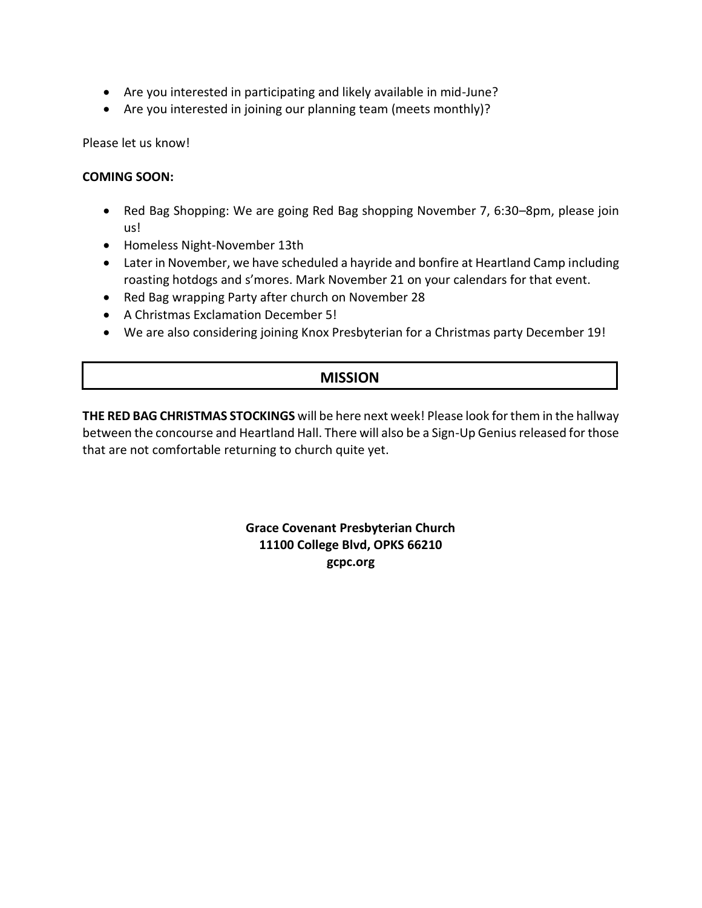- Are you interested in participating and likely available in mid-June?
- Are you interested in joining our planning team (meets monthly)?

Please let us know!

**COMING SOON:**

- Red Bag Shopping: We are going Red Bag shopping November 7, 6:30–8pm, please join us!
- Homeless Night-November 13th
- Later in November, we have scheduled a hayride and bonfire at Heartland Camp including roasting hotdogs and s'mores. Mark November 21 on your calendars for that event.
- Red Bag wrapping Party after church on November 28
- A Christmas Exclamation December 5!
- We are also considering joining Knox Presbyterian for a Christmas party December 19!

## MISSION

**THE RED BAG CHRISTMAS STOCKINGS** will be here next week! Please look for them in the hallway between the concourse and Heartland Hall. There will also be a Sign-Up Genius released for those that are not comfortable returning to church quite yet.

**Grace Covenant Presbyterian Church**
**11100 College Blvd, OPKS 66210**
**gcpc.org**